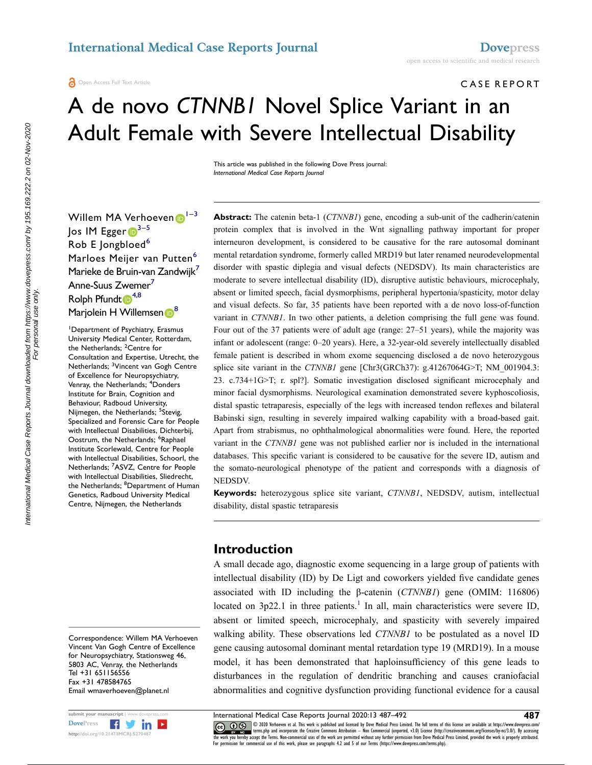CASE REPORT

# A de novo *CTNNB1* Novel Splice Variant in an Adult Female with Severe Intellectual Disability

This article was published in the following Dove Press journal: *International Medical Case Reports Journal*

Willem MA Verhoeven[1–3]
Jos IM Egger[3–5]
Rob E Jongbloed[6]
Marloes Meijer van Putten[6]
Marieke de Bruin-van Zandwijk[7]
Anne-Suus Zwemer[7]
Rolph Pfundt[4,8]
Marjolein H Willemsen[8]

[1]Department of Psychiatry, Erasmus University Medical Center, Rotterdam, the Netherlands; [2]Centre for Consultation and Expertise, Utrecht, the Netherlands; [3]Vincent van Gogh Centre of Excellence for Neuropsychiatry, Venray, the Netherlands; [4]Donders Institute for Brain, Cognition and Behaviour, Radboud University, Nijmegen, the Netherlands; [5]Stevig, Specialized and Forensic Care for People with Intellectual Disabilities, Dichterbij, Oostrum, the Netherlands; [6]Raphael Institute Scorlewald, Centre for People with Intellectual Disabilities, Schoorl, the Netherlands; [7]ASVZ, Centre for People with Intellectual Disabilities, Sliedrecht, the Netherlands; [8]Department of Human Genetics, Radboud University Medical Centre, Nijmegen, the Netherlands

Correspondence: Willem MA Verhoeven
Vincent Van Gogh Centre of Excellence for Neuropsychiatry, Stationsweg 46, 5803 AC, Venray, the Netherlands
Tel +31 651156556
Fax +31 478584765
Email wmaverhoeven@planet.nl

**Abstract:** The catenin beta-1 (*CTNNB1*) gene, encoding a sub-unit of the cadherin/catenin protein complex that is involved in the Wnt signalling pathway important for proper interneuron development, is considered to be causative for the rare autosomal dominant mental retardation syndrome, formerly called MRD19 but later renamed neurodevelopmental disorder with spastic diplegia and visual defects (NEDSDV). Its main characteristics are moderate to severe intellectual disability (ID), disruptive autistic behaviours, microcephaly, absent or limited speech, facial dysmorphisms, peripheral hypertonia/spasticity, motor delay and visual defects. So far, 35 patients have been reported with a de novo loss-of-function variant in *CTNNB1*. In two other patients, a deletion comprising the full gene was found. Four out of the 37 patients were of adult age (range: 27–51 years), while the majority was infant or adolescent (range: 0–20 years). Here, a 32-year-old severely intellectually disabled female patient is described in whom exome sequencing disclosed a de novo heterozygous splice site variant in the *CTNNB1* gene [Chr3(GRCh37): g.41267064G>T; NM_001904.3: 23. c.734+1G>T; r. spl?]. Somatic investigation disclosed significant microcephaly and minor facial dysmorphisms. Neurological examination demonstrated severe kyphoscoliosis, distal spastic tetraparesis, especially of the legs with increased tendon reflexes and bilateral Babinski sign, resulting in severely impaired walking capability with a broad-based gait. Apart from strabismus, no ophthalmological abnormalities were found. Here, the reported variant in the *CTNNB1* gene was not published earlier nor is included in the international databases. This specific variant is considered to be causative for the severe ID, autism and the somato-neurological phenotype of the patient and corresponds with a diagnosis of NEDSDV.

**Keywords:** heterozygous splice site variant, *CTNNB1*, NEDSDV, autism, intellectual disability, distal spastic tetraparesis

## Introduction

A small decade ago, diagnostic exome sequencing in a large group of patients with intellectual disability (ID) by De Ligt and coworkers yielded five candidate genes associated with ID including the β-catenin (*CTNNB1*) gene (OMIM: 116806) located on 3p22.1 in three patients.[1] In all, main characteristics were severe ID, absent or limited speech, microcephaly, and spasticity with severely impaired walking ability. These observations led *CTNNB1* to be postulated as a novel ID gene causing autosomal dominant mental retardation type 19 (MRD19). In a mouse model, it has been demonstrated that haploinsufficiency of this gene leads to disturbances in the regulation of dendritic branching and causes craniofacial abnormalities and cognitive dysfunction providing functional evidence for a causal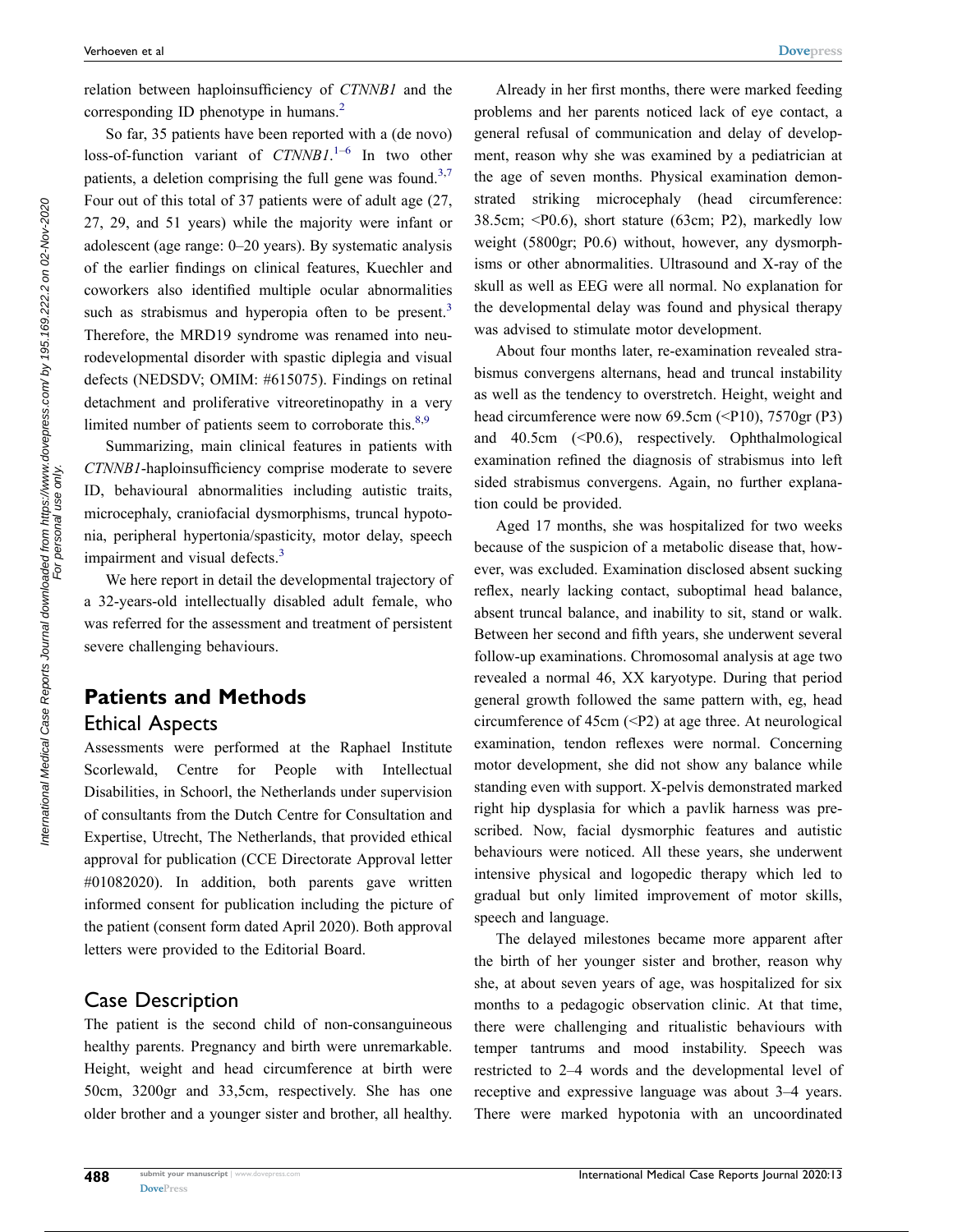relation between haploinsufficiency of *CTNNB1* and the corresponding ID phenotype in humans.[2]

So far, 35 patients have been reported with a (de novo) loss-of-function variant of *CTNNB1*.[1–6] In two other patients, a deletion comprising the full gene was found.[3,7] Four out of this total of 37 patients were of adult age (27, 27, 29, and 51 years) while the majority were infant or adolescent (age range: 0–20 years). By systematic analysis of the earlier findings on clinical features, Kuechler and coworkers also identified multiple ocular abnormalities such as strabismus and hyperopia often to be present.[3] Therefore, the MRD19 syndrome was renamed into neurodevelopmental disorder with spastic diplegia and visual defects (NEDSDV; OMIM: #615075). Findings on retinal detachment and proliferative vitreoretinopathy in a very limited number of patients seem to corroborate this.[8,9]

Summarizing, main clinical features in patients with *CTNNB1*-haploinsufficiency comprise moderate to severe ID, behavioural abnormalities including autistic traits, microcephaly, craniofacial dysmorphisms, truncal hypotonia, peripheral hypertonia/spasticity, motor delay, speech impairment and visual defects.[3]

We here report in detail the developmental trajectory of a 32-years-old intellectually disabled adult female, who was referred for the assessment and treatment of persistent severe challenging behaviours.

## Patients and Methods

### Ethical Aspects

Assessments were performed at the Raphael Institute Scorlewald, Centre for People with Intellectual Disabilities, in Schoorl, the Netherlands under supervision of consultants from the Dutch Centre for Consultation and Expertise, Utrecht, The Netherlands, that provided ethical approval for publication (CCE Directorate Approval letter #01082020). In addition, both parents gave written informed consent for publication including the picture of the patient (consent form dated April 2020). Both approval letters were provided to the Editorial Board.

### Case Description

The patient is the second child of non-consanguineous healthy parents. Pregnancy and birth were unremarkable. Height, weight and head circumference at birth were 50cm, 3200gr and 33,5cm, respectively. She has one older brother and a younger sister and brother, all healthy.

Already in her first months, there were marked feeding problems and her parents noticed lack of eye contact, a general refusal of communication and delay of development, reason why she was examined by a pediatrician at the age of seven months. Physical examination demonstrated striking microcephaly (head circumference: 38.5cm; <P0.6), short stature (63cm; P2), markedly low weight (5800gr; P0.6) without, however, any dysmorphisms or other abnormalities. Ultrasound and X-ray of the skull as well as EEG were all normal. No explanation for the developmental delay was found and physical therapy was advised to stimulate motor development.

About four months later, re-examination revealed strabismus convergens alternans, head and truncal instability as well as the tendency to overstretch. Height, weight and head circumference were now 69.5cm (<P10), 7570gr (P3) and 40.5cm (<P0.6), respectively. Ophthalmological examination refined the diagnosis of strabismus into left sided strabismus convergens. Again, no further explanation could be provided.

Aged 17 months, she was hospitalized for two weeks because of the suspicion of a metabolic disease that, however, was excluded. Examination disclosed absent sucking reflex, nearly lacking contact, suboptimal head balance, absent truncal balance, and inability to sit, stand or walk. Between her second and fifth years, she underwent several follow-up examinations. Chromosomal analysis at age two revealed a normal 46, XX karyotype. During that period general growth followed the same pattern with, eg, head circumference of 45cm (<P2) at age three. At neurological examination, tendon reflexes were normal. Concerning motor development, she did not show any balance while standing even with support. X-pelvis demonstrated marked right hip dysplasia for which a pavlik harness was prescribed. Now, facial dysmorphic features and autistic behaviours were noticed. All these years, she underwent intensive physical and logopedic therapy which led to gradual but only limited improvement of motor skills, speech and language.

The delayed milestones became more apparent after the birth of her younger sister and brother, reason why she, at about seven years of age, was hospitalized for six months to a pedagogic observation clinic. At that time, there were challenging and ritualistic behaviours with temper tantrums and mood instability. Speech was restricted to 2–4 words and the developmental level of receptive and expressive language was about 3–4 years. There were marked hypotonia with an uncoordinated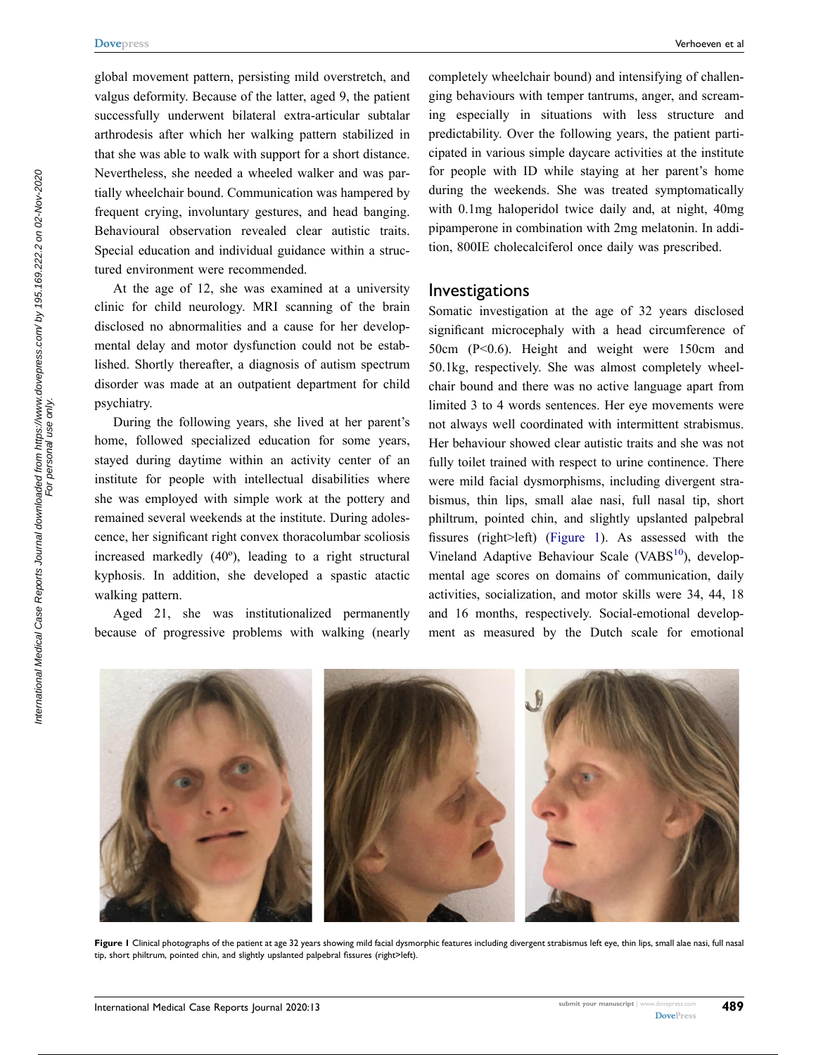global movement pattern, persisting mild overstretch, and valgus deformity. Because of the latter, aged 9, the patient successfully underwent bilateral extra-articular subtalar arthrodesis after which her walking pattern stabilized in that she was able to walk with support for a short distance. Nevertheless, she needed a wheeled walker and was partially wheelchair bound. Communication was hampered by frequent crying, involuntary gestures, and head banging. Behavioural observation revealed clear autistic traits. Special education and individual guidance within a structured environment were recommended.

At the age of 12, she was examined at a university clinic for child neurology. MRI scanning of the brain disclosed no abnormalities and a cause for her developmental delay and motor dysfunction could not be established. Shortly thereafter, a diagnosis of autism spectrum disorder was made at an outpatient department for child psychiatry.

During the following years, she lived at her parent's home, followed specialized education for some years, stayed during daytime within an activity center of an institute for people with intellectual disabilities where she was employed with simple work at the pottery and remained several weekends at the institute. During adolescence, her significant right convex thoracolumbar scoliosis increased markedly (40º), leading to a right structural kyphosis. In addition, she developed a spastic atactic walking pattern.

Aged 21, she was institutionalized permanently because of progressive problems with walking (nearly completely wheelchair bound) and intensifying of challenging behaviours with temper tantrums, anger, and screaming especially in situations with less structure and predictability. Over the following years, the patient participated in various simple daycare activities at the institute for people with ID while staying at her parent's home during the weekends. She was treated symptomatically with 0.1mg haloperidol twice daily and, at night, 40mg pipamperone in combination with 2mg melatonin. In addition, 800IE cholecalciferol once daily was prescribed.

## Investigations

Somatic investigation at the age of 32 years disclosed significant microcephaly with a head circumference of 50cm (P<0.6). Height and weight were 150cm and 50.1kg, respectively. She was almost completely wheelchair bound and there was no active language apart from limited 3 to 4 words sentences. Her eye movements were not always well coordinated with intermittent strabismus. Her behaviour showed clear autistic traits and she was not fully toilet trained with respect to urine continence. There were mild facial dysmorphisms, including divergent strabismus, thin lips, small alae nasi, full nasal tip, short philtrum, pointed chin, and slightly upslanted palpebral fissures (right>left) (Figure 1). As assessed with the Vineland Adaptive Behaviour Scale (VABS[10]), developmental age scores on domains of communication, daily activities, socialization, and motor skills were 34, 44, 18 and 16 months, respectively. Social-emotional development as measured by the Dutch scale for emotional

**Figure 1** Clinical photographs of the patient at age 32 years showing mild facial dysmorphic features including divergent strabismus left eye, thin lips, small alae nasi, full nasal tip, short philtrum, pointed chin, and slightly upslanted palpebral fissures (right>left).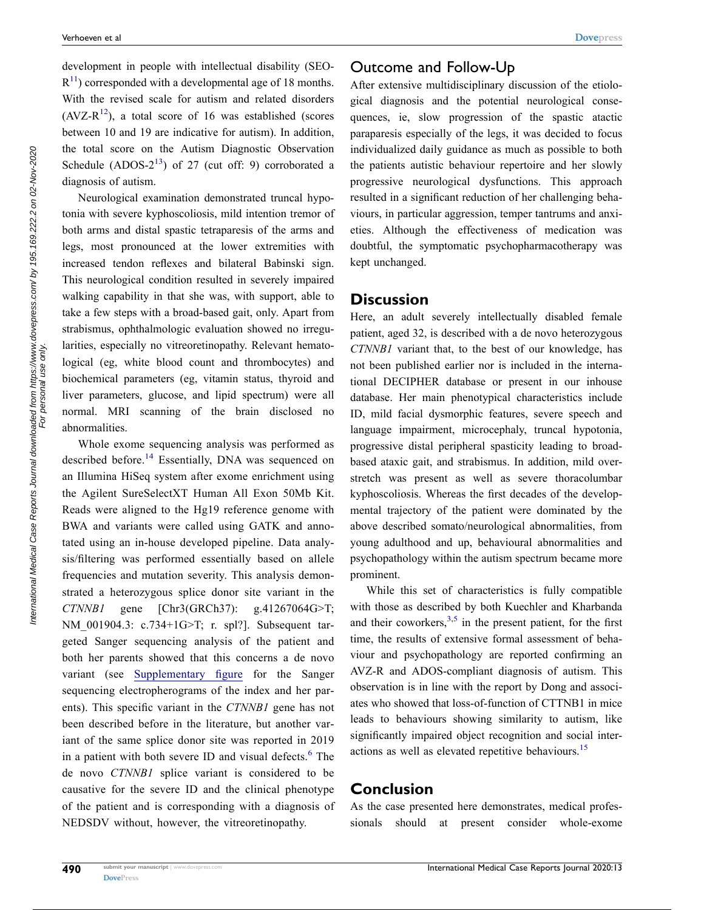development in people with intellectual disability (SEO-R[11]) corresponded with a developmental age of 18 months. With the revised scale for autism and related disorders (AVZ-R[12]), a total score of 16 was established (scores between 10 and 19 are indicative for autism). In addition, the total score on the Autism Diagnostic Observation Schedule (ADOS-2[13]) of 27 (cut off: 9) corroborated a diagnosis of autism.

Neurological examination demonstrated truncal hypotonia with severe kyphoscoliosis, mild intention tremor of both arms and distal spastic tetraparesis of the arms and legs, most pronounced at the lower extremities with increased tendon reflexes and bilateral Babinski sign. This neurological condition resulted in severely impaired walking capability in that she was, with support, able to take a few steps with a broad-based gait, only. Apart from strabismus, ophthalmologic evaluation showed no irregularities, especially no vitreoretinopathy. Relevant hematological (eg, white blood count and thrombocytes) and biochemical parameters (eg, vitamin status, thyroid and liver parameters, glucose, and lipid spectrum) were all normal. MRI scanning of the brain disclosed no abnormalities.

Whole exome sequencing analysis was performed as described before.[14] Essentially, DNA was sequenced on an Illumina HiSeq system after exome enrichment using the Agilent SureSelectXT Human All Exon 50Mb Kit. Reads were aligned to the Hg19 reference genome with BWA and variants were called using GATK and annotated using an in-house developed pipeline. Data analysis/filtering was performed essentially based on allele frequencies and mutation severity. This analysis demonstrated a heterozygous splice donor site variant in the *CTNNB1* gene [Chr3(GRCh37): g.41267064G>T; NM_001904.3: c.734+1G>T; r. spl?]. Subsequent targeted Sanger sequencing analysis of the patient and both her parents showed that this concerns a de novo variant (see Supplementary figure for the Sanger sequencing electropherograms of the index and her parents). This specific variant in the *CTNNB1* gene has not been described before in the literature, but another variant of the same splice donor site was reported in 2019 in a patient with both severe ID and visual defects.[6] The de novo *CTNNB1* splice variant is considered to be causative for the severe ID and the clinical phenotype of the patient and is corresponding with a diagnosis of NEDSDV without, however, the vitreoretinopathy.

## Outcome and Follow-Up

After extensive multidisciplinary discussion of the etiological diagnosis and the potential neurological consequences, ie, slow progression of the spastic atactic paraparesis especially of the legs, it was decided to focus individualized daily guidance as much as possible to both the patients autistic behaviour repertoire and her slowly progressive neurological dysfunctions. This approach resulted in a significant reduction of her challenging behaviours, in particular aggression, temper tantrums and anxieties. Although the effectiveness of medication was doubtful, the symptomatic psychopharmacotherapy was kept unchanged.

## Discussion

Here, an adult severely intellectually disabled female patient, aged 32, is described with a de novo heterozygous *CTNNB1* variant that, to the best of our knowledge, has not been published earlier nor is included in the international DECIPHER database or present in our inhouse database. Her main phenotypical characteristics include ID, mild facial dysmorphic features, severe speech and language impairment, microcephaly, truncal hypotonia, progressive distal peripheral spasticity leading to broad-based ataxic gait, and strabismus. In addition, mild overstretch was present as well as severe thoracolumbar kyphoscoliosis. Whereas the first decades of the developmental trajectory of the patient were dominated by the above described somato/neurological abnormalities, from young adulthood and up, behavioural abnormalities and psychopathology within the autism spectrum became more prominent.

While this set of characteristics is fully compatible with those as described by both Kuechler and Kharbanda and their coworkers,[3,5] in the present patient, for the first time, the results of extensive formal assessment of behaviour and psychopathology are reported confirming an AVZ-R and ADOS-compliant diagnosis of autism. This observation is in line with the report by Dong and associates who showed that loss-of-function of CTTNB1 in mice leads to behaviours showing similarity to autism, like significantly impaired object recognition and social interactions as well as elevated repetitive behaviours.[15]

## Conclusion

As the case presented here demonstrates, medical professionals should at present consider whole-exome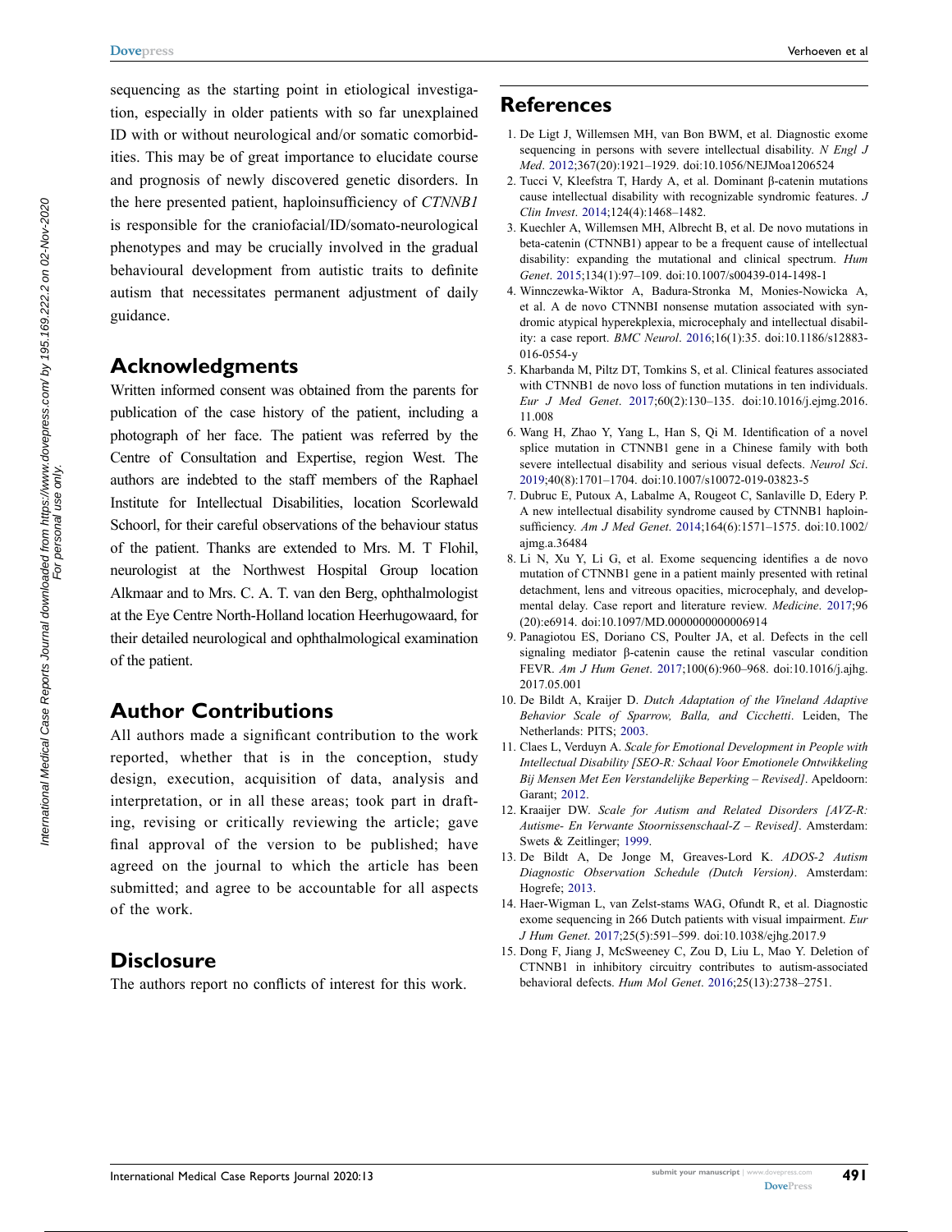sequencing as the starting point in etiological investigation, especially in older patients with so far unexplained ID with or without neurological and/or somatic comorbidities. This may be of great importance to elucidate course and prognosis of newly discovered genetic disorders. In the here presented patient, haploinsufficiency of *CTNNB1* is responsible for the craniofacial/ID/somato-neurological phenotypes and may be crucially involved in the gradual behavioural development from autistic traits to definite autism that necessitates permanent adjustment of daily guidance.

## Acknowledgments

Written informed consent was obtained from the parents for publication of the case history of the patient, including a photograph of her face. The patient was referred by the Centre of Consultation and Expertise, region West. The authors are indebted to the staff members of the Raphael Institute for Intellectual Disabilities, location Scorlewald Schoorl, for their careful observations of the behaviour status of the patient. Thanks are extended to Mrs. M. T Flohil, neurologist at the Northwest Hospital Group location Alkmaar and to Mrs. C. A. T. van den Berg, ophthalmologist at the Eye Centre North-Holland location Heerhugowaard, for their detailed neurological and ophthalmological examination of the patient.

## Author Contributions

All authors made a significant contribution to the work reported, whether that is in the conception, study design, execution, acquisition of data, analysis and interpretation, or in all these areas; took part in drafting, revising or critically reviewing the article; gave final approval of the version to be published; have agreed on the journal to which the article has been submitted; and agree to be accountable for all aspects of the work.

## Disclosure

The authors report no conflicts of interest for this work.

## References

1. De Ligt J, Willemsen MH, van Bon BWM, et al. Diagnostic exome sequencing in persons with severe intellectual disability. *N Engl J Med*. 2012;367(20):1921–1929. doi:10.1056/NEJMoa1206524
2. Tucci V, Kleefstra T, Hardy A, et al. Dominant β-catenin mutations cause intellectual disability with recognizable syndromic features. *J Clin Invest*. 2014;124(4):1468–1482.
3. Kuechler A, Willemsen MH, Albrecht B, et al. De novo mutations in beta-catenin (CTNNB1) appear to be a frequent cause of intellectual disability: expanding the mutational and clinical spectrum. *Hum Genet*. 2015;134(1):97–109. doi:10.1007/s00439-014-1498-1
4. Winnczewka-Wiktor A, Badura-Stronka M, Monies-Nowicka A, et al. A de novo CTNNBI nonsense mutation associated with syndromic atypical hyperekplexia, microcephaly and intellectual disability: a case report. *BMC Neurol*. 2016;16(1):35. doi:10.1186/s12883-016-0554-y
5. Kharbanda M, Piltz DT, Tomkins S, et al. Clinical features associated with CTNNB1 de novo loss of function mutations in ten individuals. *Eur J Med Genet*. 2017;60(2):130–135. doi:10.1016/j.ejmg.2016.11.008
6. Wang H, Zhao Y, Yang L, Han S, Qi M. Identification of a novel splice mutation in CTNNB1 gene in a Chinese family with both severe intellectual disability and serious visual defects. *Neurol Sci*. 2019;40(8):1701–1704. doi:10.1007/s10072-019-03823-5
7. Dubruc E, Putoux A, Labalme A, Rougeot C, Sanlaville D, Edery P. A new intellectual disability syndrome caused by CTNNB1 haploinsufficiency. *Am J Med Genet*. 2014;164(6):1571–1575. doi:10.1002/ajmg.a.36484
8. Li N, Xu Y, Li G, et al. Exome sequencing identifies a de novo mutation of CTNNB1 gene in a patient mainly presented with retinal detachment, lens and vitreous opacities, microcephaly, and developmental delay. Case report and literature review. *Medicine*. 2017;96(20):e6914. doi:10.1097/MD.0000000000006914
9. Panagiotou ES, Doriano CS, Poulter JA, et al. Defects in the cell signaling mediator β-catenin cause the retinal vascular condition FEVR. *Am J Hum Genet*. 2017;100(6):960–968. doi:10.1016/j.ajhg.2017.05.001
10. De Bildt A, Kraijer D. *Dutch Adaptation of the Vineland Adaptive Behavior Scale of Sparrow, Balla, and Cicchetti*. Leiden, The Netherlands: PITS; 2003.
11. Claes L, Verduyn A. *Scale for Emotional Development in People with Intellectual Disability [SEO-R: Schaal Voor Emotionele Ontwikkeling Bij Mensen Met Een Verstandelijke Beperking – Revised]*. Apeldoorn: Garant; 2012.
12. Kraaijer DW. *Scale for Autism and Related Disorders [AVZ-R: Autisme- En Verwante Stoornissenschaal-Z – Revised]*. Amsterdam: Swets & Zeitlinger; 1999.
13. De Bildt A, De Jonge M, Greaves-Lord K. *ADOS-2 Autism Diagnostic Observation Schedule (Dutch Version)*. Amsterdam: Hogrefe; 2013.
14. Haer-Wigman L, van Zelst-stams WAG, Ofundt R, et al. Diagnostic exome sequencing in 266 Dutch patients with visual impairment. *Eur J Hum Genet*. 2017;25(5):591–599. doi:10.1038/ejhg.2017.9
15. Dong F, Jiang J, McSweeney C, Zou D, Liu L, Mao Y. Deletion of CTNNB1 in inhibitory circuitry contributes to autism-associated behavioral defects. *Hum Mol Genet*. 2016;25(13):2738–2751.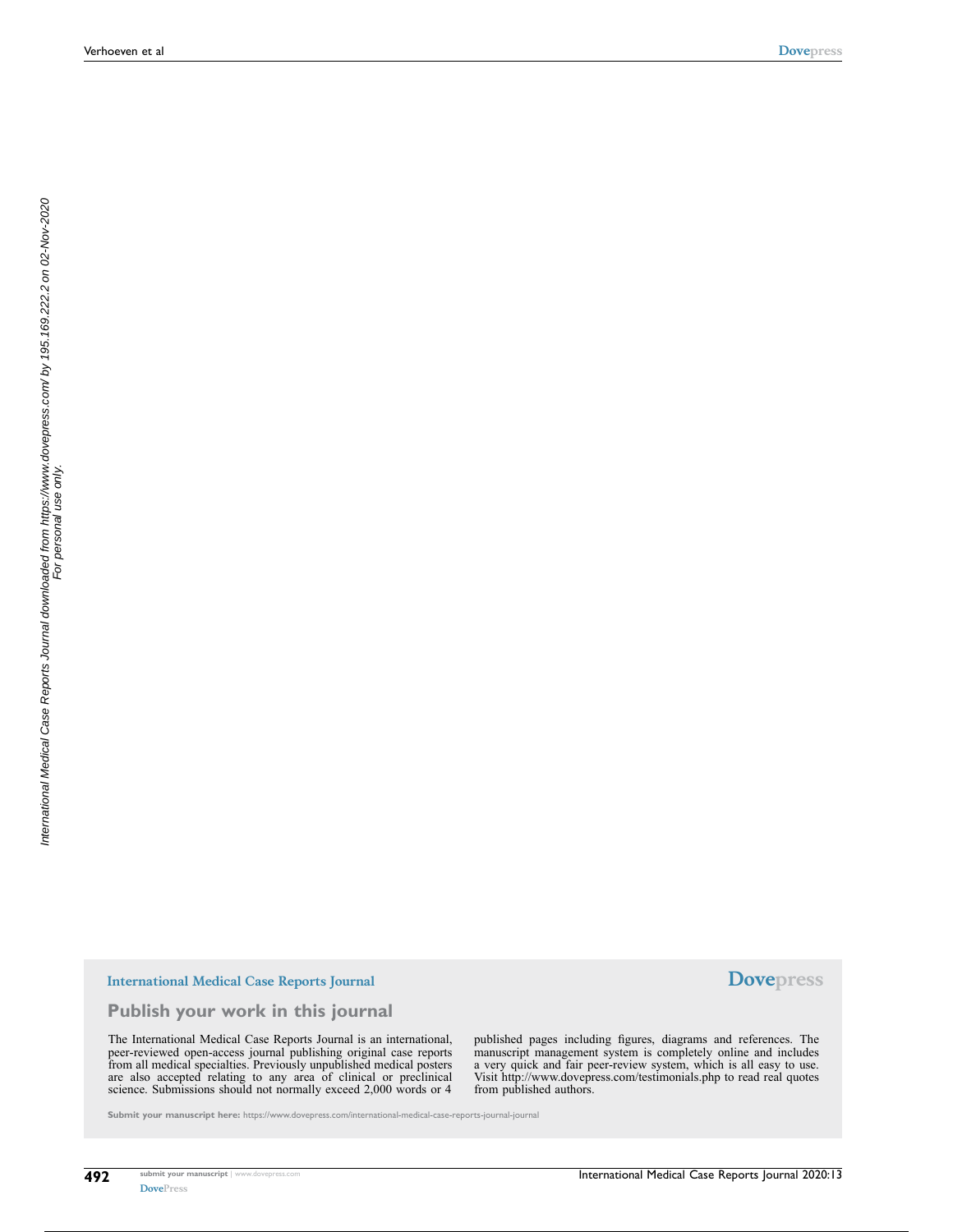## International Medical Case Reports Journal

### Publish your work in this journal

The International Medical Case Reports Journal is an international, peer-reviewed open-access journal publishing original case reports from all medical specialties. Previously unpublished medical posters are also accepted relating to any area of clinical or preclinical science. Submissions should not normally exceed 2,000 words or 4 published pages including figures, diagrams and references. The manuscript management system is completely online and includes a very quick and fair peer-review system, which is all easy to use. Visit http://www.dovepress.com/testimonials.php to read real quotes from published authors.

**Submit your manuscript here:** https://www.dovepress.com/international-medical-case-reports-journal-journal